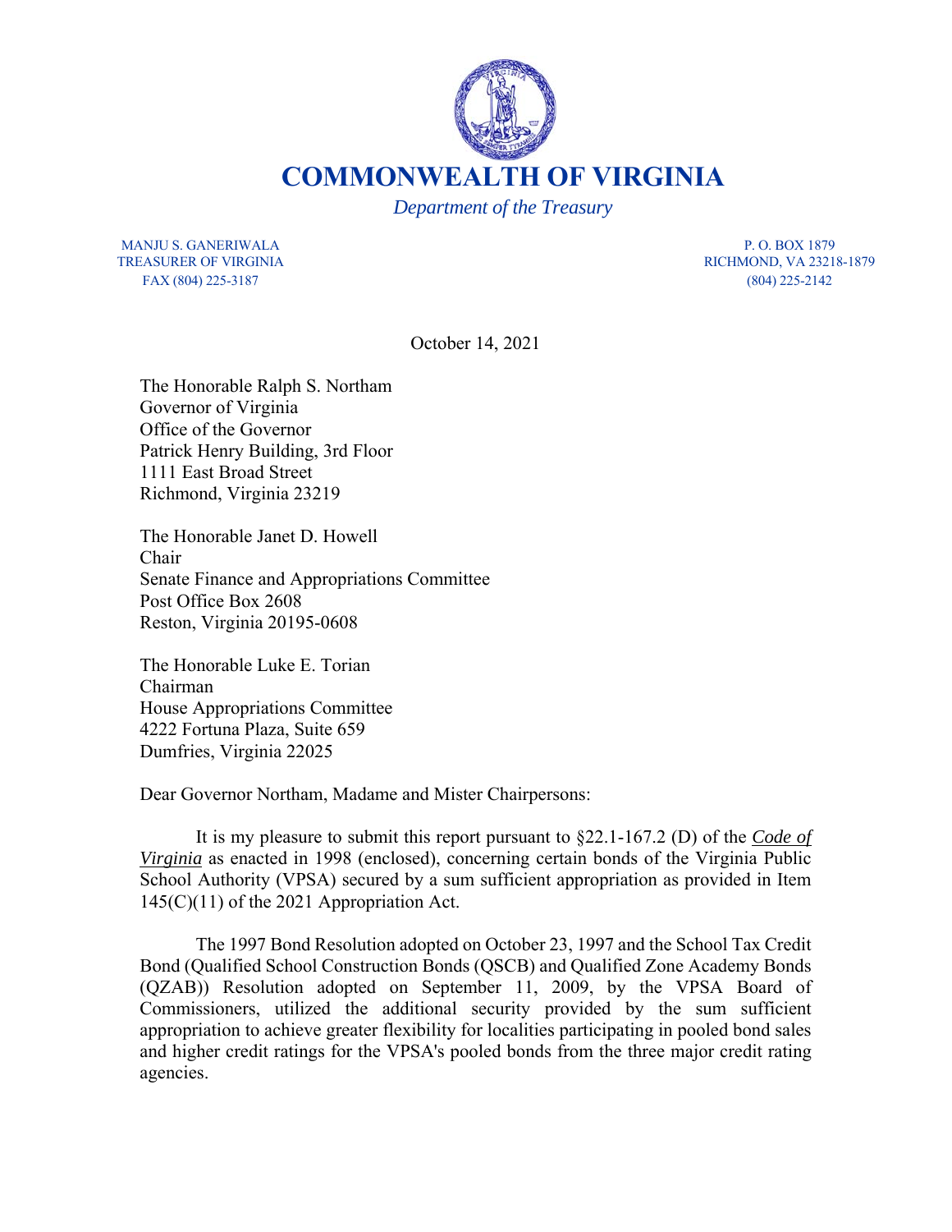# COMMONWEALTH OF VIRGINIA

*Department of the Treasury*

MANJU S. GANERIWALA
TREASURER OF VIRGINIA
FAX (804) 225-3187

P. O. BOX 1879
RICHMOND, VA 23218-1879
(804) 225-2142

October 14, 2021

The Honorable Ralph S. Northam
Governor of Virginia
Office of the Governor
Patrick Henry Building, 3rd Floor
1111 East Broad Street
Richmond, Virginia 23219

The Honorable Janet D. Howell
Chair
Senate Finance and Appropriations Committee
Post Office Box 2608
Reston, Virginia 20195-0608

The Honorable Luke E. Torian
Chairman
House Appropriations Committee
4222 Fortuna Plaza, Suite 659
Dumfries, Virginia 22025

Dear Governor Northam, Madame and Mister Chairpersons:

It is my pleasure to submit this report pursuant to §22.1-167.2 (D) of the ***Code of Virginia*** as enacted in 1998 (enclosed), concerning certain bonds of the Virginia Public School Authority (VPSA) secured by a sum sufficient appropriation as provided in Item 145(C)(11) of the 2021 Appropriation Act.

The 1997 Bond Resolution adopted on October 23, 1997 and the School Tax Credit Bond (Qualified School Construction Bonds (QSCB) and Qualified Zone Academy Bonds (QZAB)) Resolution adopted on September 11, 2009, by the VPSA Board of Commissioners, utilized the additional security provided by the sum sufficient appropriation to achieve greater flexibility for localities participating in pooled bond sales and higher credit ratings for the VPSA's pooled bonds from the three major credit rating agencies.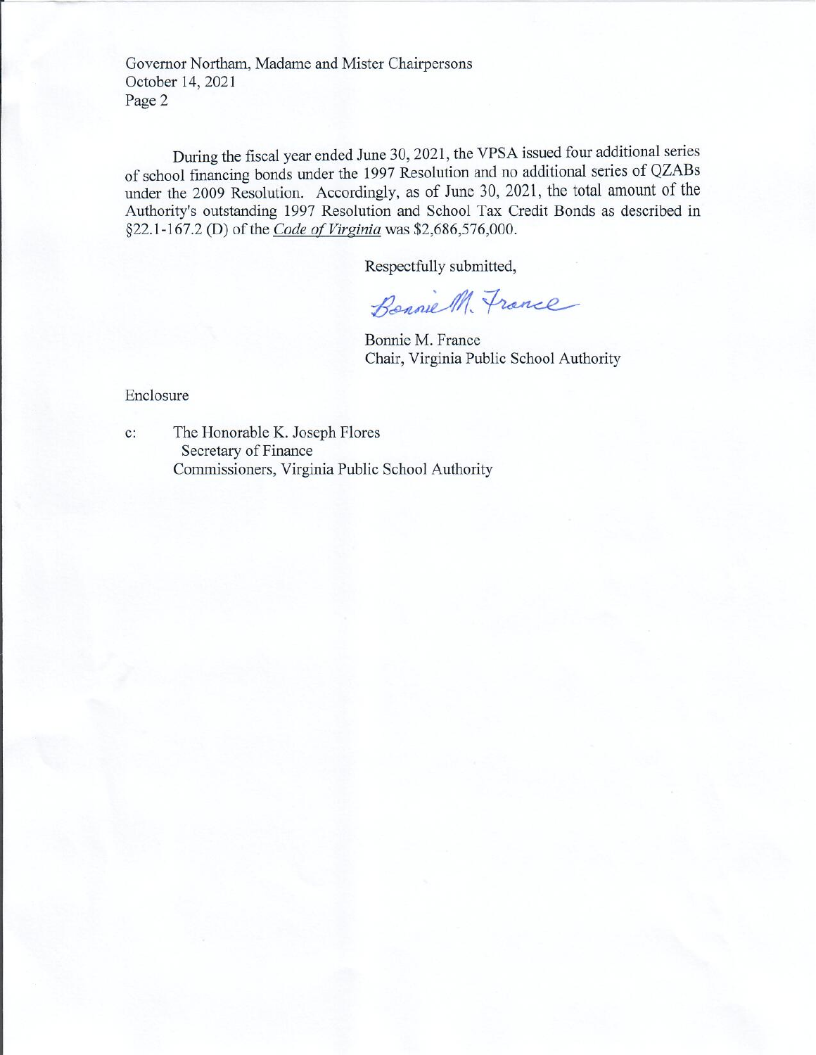During the fiscal year ended June 30, 2021, the VPSA issued four additional series of school financing bonds under the 1997 Resolution and no additional series of QZABs under the 2009 Resolution. Accordingly, as of June 30, 2021, the total amount of the Authority's outstanding 1997 Resolution and School Tax Credit Bonds as described in §22.1-167.2 (D) of the *Code of Virginia* was $2,686,576,000.

Respectfully submitted,

Bonnie M. France

Bonnie M. France
Chair, Virginia Public School Authority

Enclosure

c: The Honorable K. Joseph Flores
Secretary of Finance
Commissioners, Virginia Public School Authority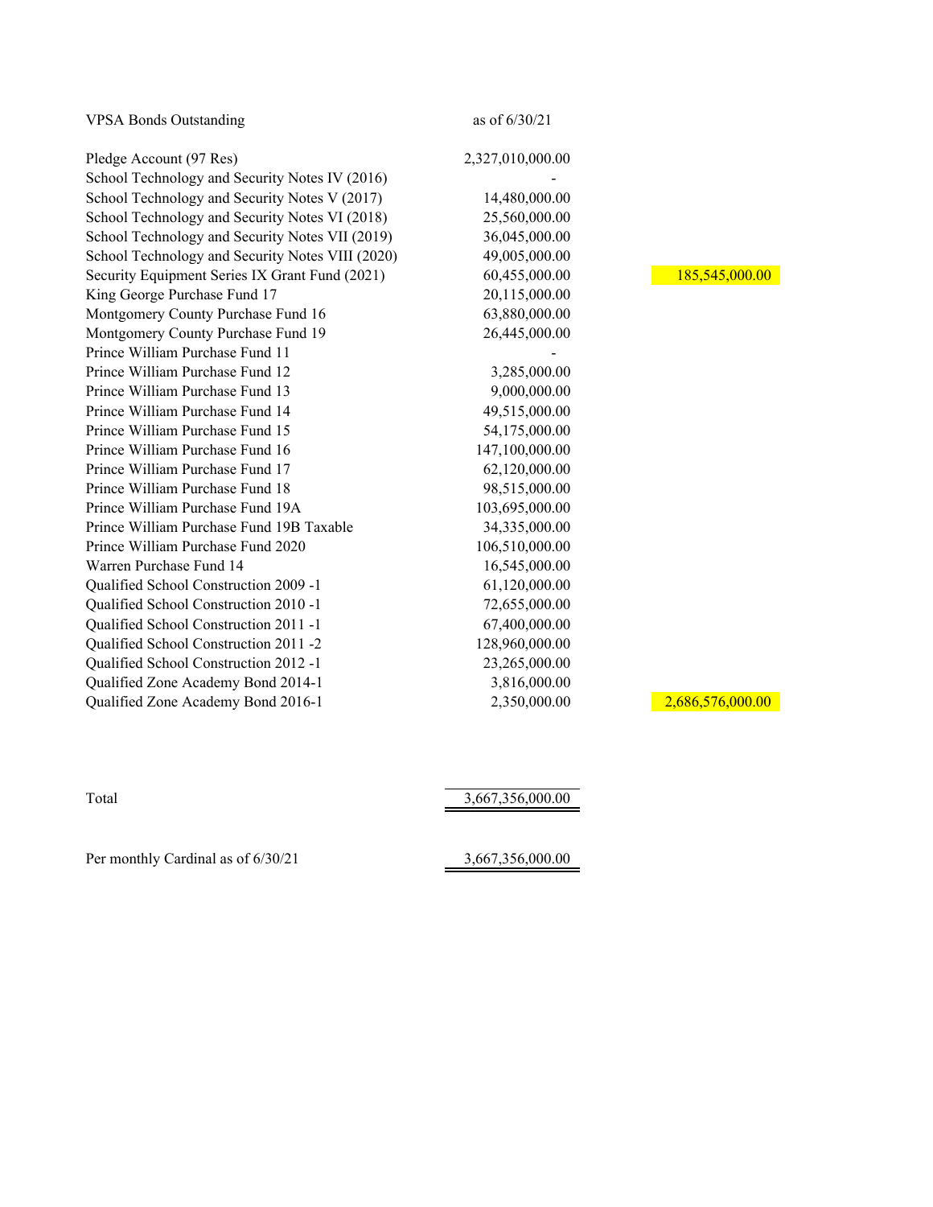| VPSA Bonds Outstanding | as of 6/30/21 | |
|---|---|---|
| Pledge Account (97 Res) | 2,327,010,000.00 | |
| School Technology and Security Notes IV (2016) | - | |
| School Technology and Security Notes V (2017) | 14,480,000.00 | |
| School Technology and Security Notes VI (2018) | 25,560,000.00 | |
| School Technology and Security Notes VII (2019) | 36,045,000.00 | |
| School Technology and Security Notes VIII (2020) | 49,005,000.00 | |
| Security Equipment Series IX Grant Fund (2021) | 60,455,000.00 | 185,545,000.00 |
| King George Purchase Fund 17 | 20,115,000.00 | |
| Montgomery County Purchase Fund 16 | 63,880,000.00 | |
| Montgomery County Purchase Fund 19 | 26,445,000.00 | |
| Prince William Purchase Fund 11 | - | |
| Prince William Purchase Fund 12 | 3,285,000.00 | |
| Prince William Purchase Fund 13 | 9,000,000.00 | |
| Prince William Purchase Fund 14 | 49,515,000.00 | |
| Prince William Purchase Fund 15 | 54,175,000.00 | |
| Prince William Purchase Fund 16 | 147,100,000.00 | |
| Prince William Purchase Fund 17 | 62,120,000.00 | |
| Prince William Purchase Fund 18 | 98,515,000.00 | |
| Prince William Purchase Fund 19A | 103,695,000.00 | |
| Prince William Purchase Fund 19B Taxable | 34,335,000.00 | |
| Prince William Purchase Fund 2020 | 106,510,000.00 | |
| Warren Purchase Fund 14 | 16,545,000.00 | |
| Qualified School Construction 2009 -1 | 61,120,000.00 | |
| Qualified School Construction 2010 -1 | 72,655,000.00 | |
| Qualified School Construction 2011 -1 | 67,400,000.00 | |
| Qualified School Construction 2011 -2 | 128,960,000.00 | |
| Qualified School Construction 2012 -1 | 23,265,000.00 | |
| Qualified Zone Academy Bond 2014-1 | 3,816,000.00 | |
| Qualified Zone Academy Bond 2016-1 | 2,350,000.00 | 2,686,576,000.00 |
| | | |
| Total | 3,667,356,000.00 | |
| | | |
| Per monthly Cardinal as of 6/30/21 | 3,667,356,000.00 | |